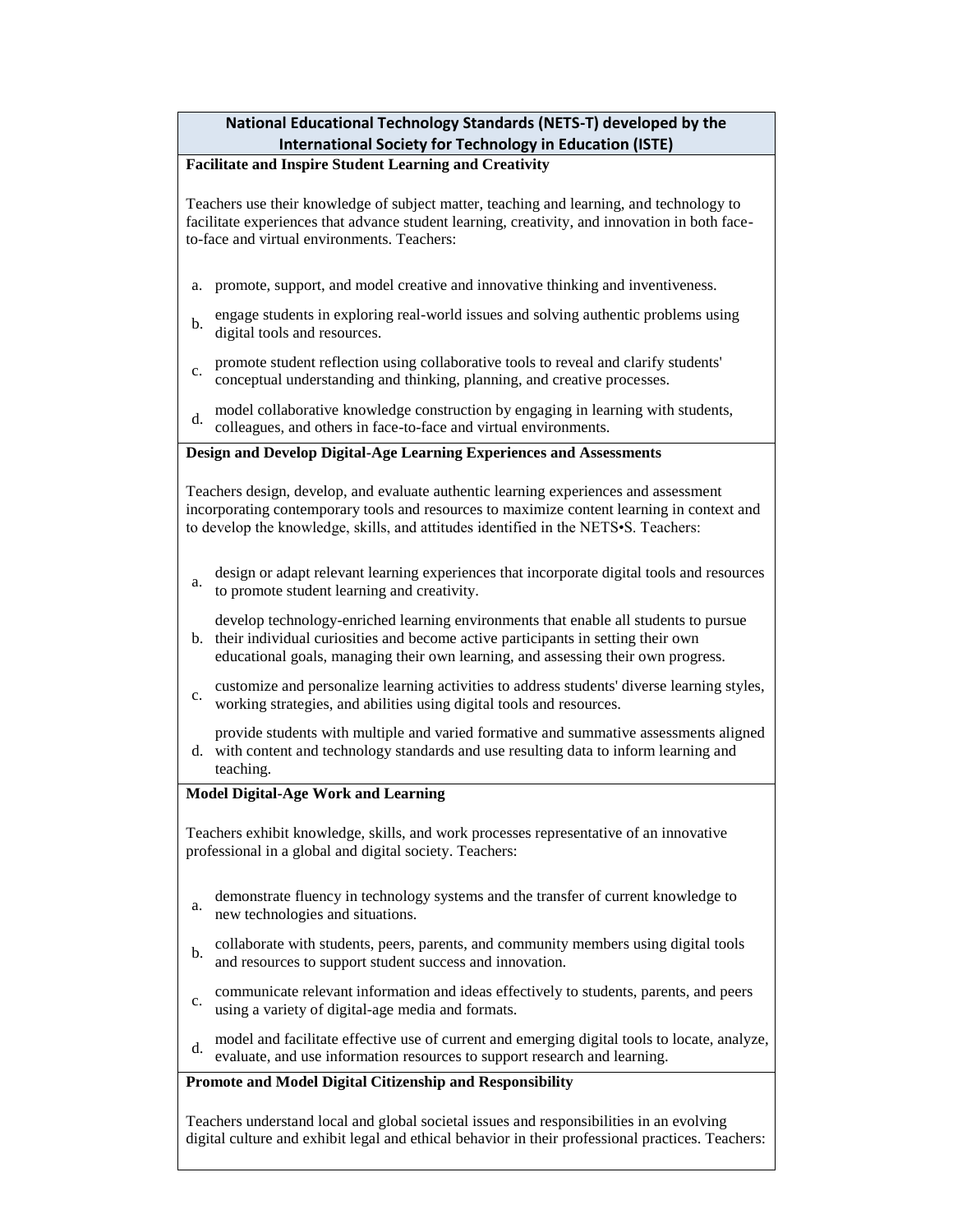## National Educational Technology Standards (NETS-T) developed by the International Society for Technology in Education (ISTE)

### Facilitate and Inspire Student Learning and Creativity

Teachers use their knowledge of subject matter, teaching and learning, and technology to facilitate experiences that advance student learning, creativity, and innovation in both face-to-face and virtual environments. Teachers:

a. promote, support, and model creative and innovative thinking and inventiveness.

b. engage students in exploring real-world issues and solving authentic problems using digital tools and resources.

c. promote student reflection using collaborative tools to reveal and clarify students' conceptual understanding and thinking, planning, and creative processes.

d. model collaborative knowledge construction by engaging in learning with students, colleagues, and others in face-to-face and virtual environments.

### Design and Develop Digital-Age Learning Experiences and Assessments

Teachers design, develop, and evaluate authentic learning experiences and assessment incorporating contemporary tools and resources to maximize content learning in context and to develop the knowledge, skills, and attitudes identified in the NETS•S. Teachers:

a. design or adapt relevant learning experiences that incorporate digital tools and resources to promote student learning and creativity.

b. develop technology-enriched learning environments that enable all students to pursue their individual curiosities and become active participants in setting their own educational goals, managing their own learning, and assessing their own progress.

c. customize and personalize learning activities to address students' diverse learning styles, working strategies, and abilities using digital tools and resources.

d. provide students with multiple and varied formative and summative assessments aligned with content and technology standards and use resulting data to inform learning and teaching.

### Model Digital-Age Work and Learning

Teachers exhibit knowledge, skills, and work processes representative of an innovative professional in a global and digital society. Teachers:

a. demonstrate fluency in technology systems and the transfer of current knowledge to new technologies and situations.

b. collaborate with students, peers, parents, and community members using digital tools and resources to support student success and innovation.

c. communicate relevant information and ideas effectively to students, parents, and peers using a variety of digital-age media and formats.

d. model and facilitate effective use of current and emerging digital tools to locate, analyze, evaluate, and use information resources to support research and learning.

### Promote and Model Digital Citizenship and Responsibility

Teachers understand local and global societal issues and responsibilities in an evolving digital culture and exhibit legal and ethical behavior in their professional practices. Teachers: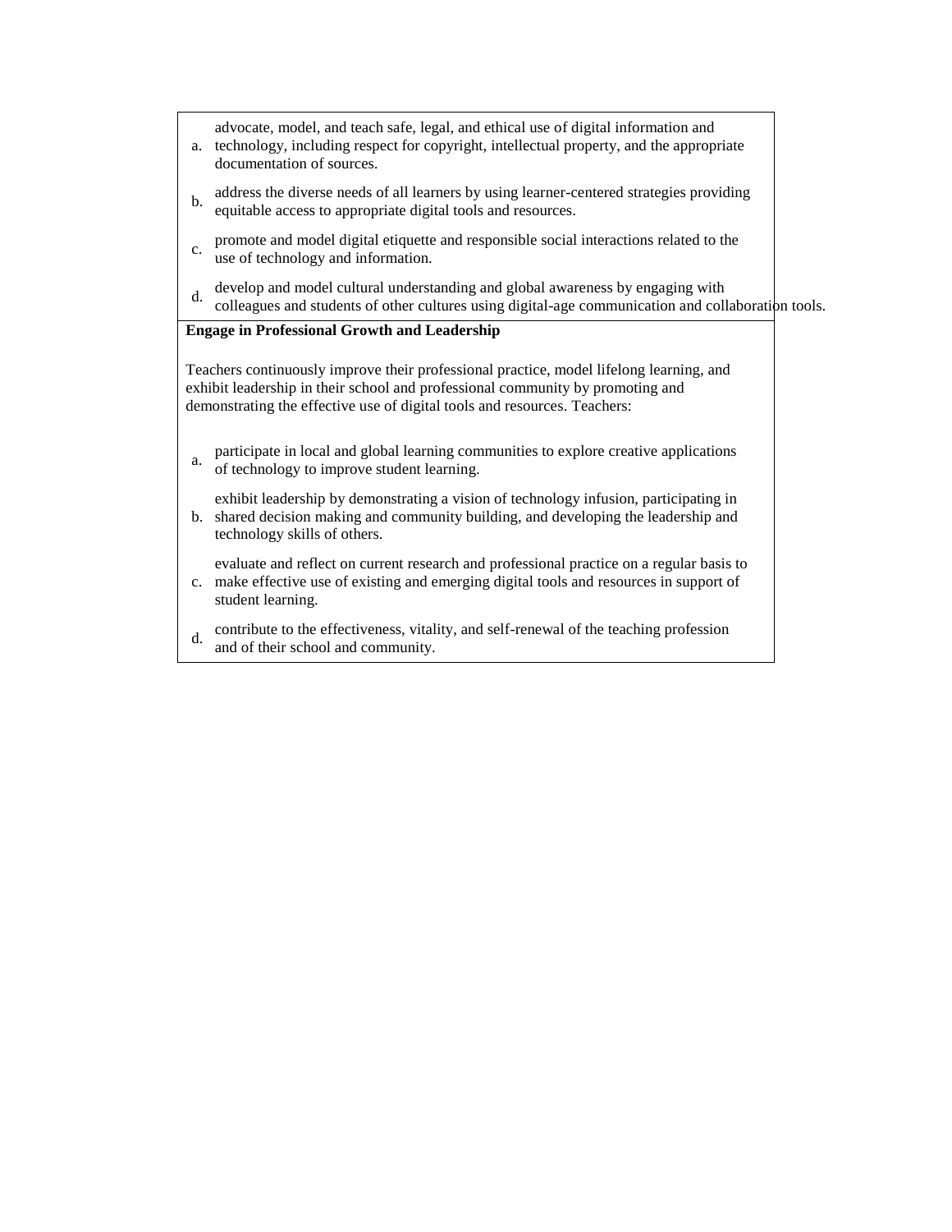a. advocate, model, and teach safe, legal, and ethical use of digital information and technology, including respect for copyright, intellectual property, and the appropriate documentation of sources.

b. address the diverse needs of all learners by using learner-centered strategies providing equitable access to appropriate digital tools and resources.

c. promote and model digital etiquette and responsible social interactions related to the use of technology and information.

d. develop and model cultural understanding and global awareness by engaging with colleagues and students of other cultures using digital-age communication and collaboration tools.

**Engage in Professional Growth and Leadership**

Teachers continuously improve their professional practice, model lifelong learning, and exhibit leadership in their school and professional community by promoting and demonstrating the effective use of digital tools and resources. Teachers:

a. participate in local and global learning communities to explore creative applications of technology to improve student learning.

b. exhibit leadership by demonstrating a vision of technology infusion, participating in shared decision making and community building, and developing the leadership and technology skills of others.

c. evaluate and reflect on current research and professional practice on a regular basis to make effective use of existing and emerging digital tools and resources in support of student learning.

d. contribute to the effectiveness, vitality, and self-renewal of the teaching profession and of their school and community.